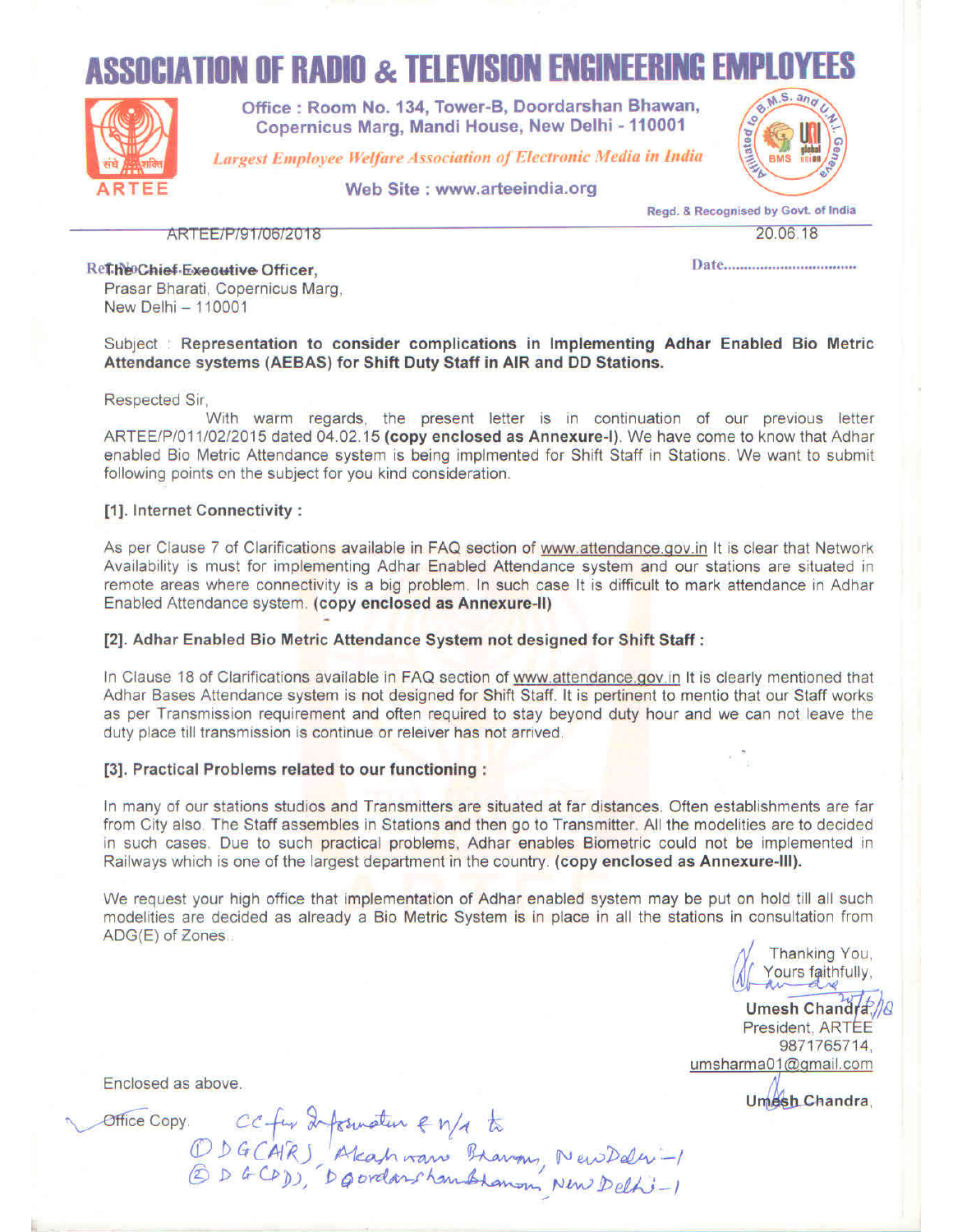# ASSOCIATION OF RADIO & TELEVISION ENGINEERING EMPLOYEES

Office : Room No. 134, Tower-B, Doordarshan Bhawan, Copernicus Marg, Mandi House, New Delhi - 110001

*Largest Employee Welfare Association of Electronic Media in India*

Web Site : www.arteeindia.org

Regd. & Recognised by Govt. of India

ARTEE/P/91/06/2018 — 20.06.18

The Chief Executive Officer,
Prasar Bharati, Copernicus Marg,
New Delhi – 110001

Subject : **Representation to consider complications in Implementing Adhar Enabled Bio Metric Attendance systems (AEBAS) for Shift Duty Staff in AIR and DD Stations.**

Respected Sir,

With warm regards, the present letter is in continuation of our previous letter ARTEE/P/011/02/2015 dated 04.02.15 **(copy enclosed as Annexure-I)**. We have come to know that Adhar enabled Bio Metric Attendance system is being implmented for Shift Staff in Stations. We want to submit following points on the subject for you kind consideration.

**[1]. Internet Connectivity :**

As per Clause 7 of Clarifications available in FAQ section of www.attendance.gov.in It is clear that Network Availability is must for implementing Adhar Enabled Attendance system and our stations are situated in remote areas where connectivity is a big problem. In such case It is difficult to mark attendance in Adhar Enabled Attendance system. **(copy enclosed as Annexure-II)**

**[2]. Adhar Enabled Bio Metric Attendance System not designed for Shift Staff :**

In Clause 18 of Clarifications available in FAQ section of www.attendance.gov.in It is clearly mentioned that Adhar Bases Attendance system is not designed for Shift Staff. It is pertinent to mentio that our Staff works as per Transmission requirement and often required to stay beyond duty hour and we can not leave the duty place till transmission is continue or releiver has not arrived.

**[3]. Practical Problems related to our functioning :**

In many of our stations studios and Transmitters are situated at far distances. Often establishments are far from City also. The Staff assembles in Stations and then go to Transmitter. All the modelities are to decided in such cases. Due to such practical problems, Adhar enables Biometric could not be implemented in Railways which is one of the largest department in the country. **(copy enclosed as Annexure-III).**

We request your high office that implementation of Adhar enabled system may be put on hold till all such modelities are decided as already a Bio Metric System is in place in all the stations in consultation from ADG(E) of Zones.

Thanking You,
Yours faithfully,

**Umesh Chandra** 20/6/18
President, ARTEE
9871765714,
umsharma01@gmail.com

Enclosed as above.

**Umesh Chandra**,

Office Copy. CC for Information & n/a to
① DG(AIR), Akashvani Bhawan, New Delhi-1
② DG(DD), Doordarshan Bhawan, New Delhi-1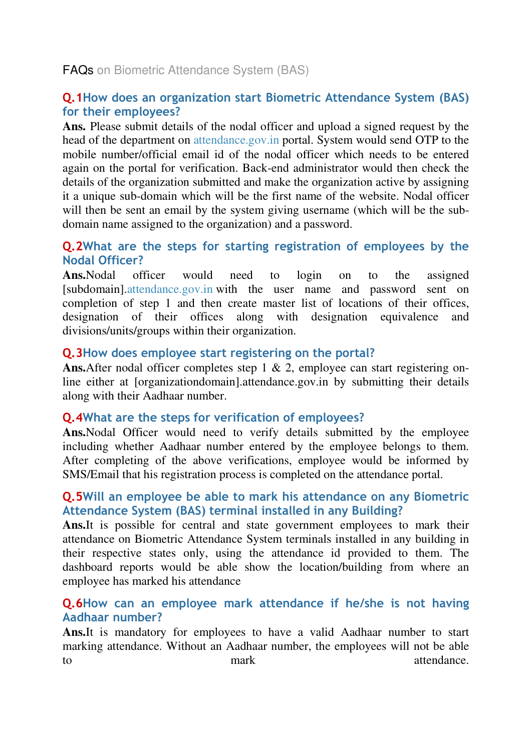FAQs on Biometric Attendance System (BAS)

### Q.1 How does an organization start Biometric Attendance System (BAS) for their employees?

**Ans.** Please submit details of the nodal officer and upload a signed request by the head of the department on attendance.gov.in portal. System would send OTP to the mobile number/official email id of the nodal officer which needs to be entered again on the portal for verification. Back-end administrator would then check the details of the organization submitted and make the organization active by assigning it a unique sub-domain which will be the first name of the website. Nodal officer will then be sent an email by the system giving username (which will be the sub-domain name assigned to the organization) and a password.

### Q.2 What are the steps for starting registration of employees by the Nodal Officer?

**Ans.** Nodal officer would need to login on to the assigned [subdomain].attendance.gov.in with the user name and password sent on completion of step 1 and then create master list of locations of their offices, designation of their offices along with designation equivalence and divisions/units/groups within their organization.

### Q.3 How does employee start registering on the portal?

**Ans.** After nodal officer completes step 1 & 2, employee can start registering on-line either at [organizationdomain].attendance.gov.in by submitting their details along with their Aadhaar number.

### Q.4 What are the steps for verification of employees?

**Ans.** Nodal Officer would need to verify details submitted by the employee including whether Aadhaar number entered by the employee belongs to them. After completing of the above verifications, employee would be informed by SMS/Email that his registration process is completed on the attendance portal.

### Q.5 Will an employee be able to mark his attendance on any Biometric Attendance System (BAS) terminal installed in any Building?

**Ans.** It is possible for central and state government employees to mark their attendance on Biometric Attendance System terminals installed in any building in their respective states only, using the attendance id provided to them. The dashboard reports would be able show the location/building from where an employee has marked his attendance

### Q.6 How can an employee mark attendance if he/she is not having Aadhaar number?

**Ans.** It is mandatory for employees to have a valid Aadhaar number to start marking attendance. Without an Aadhaar number, the employees will not be able to mark attendance.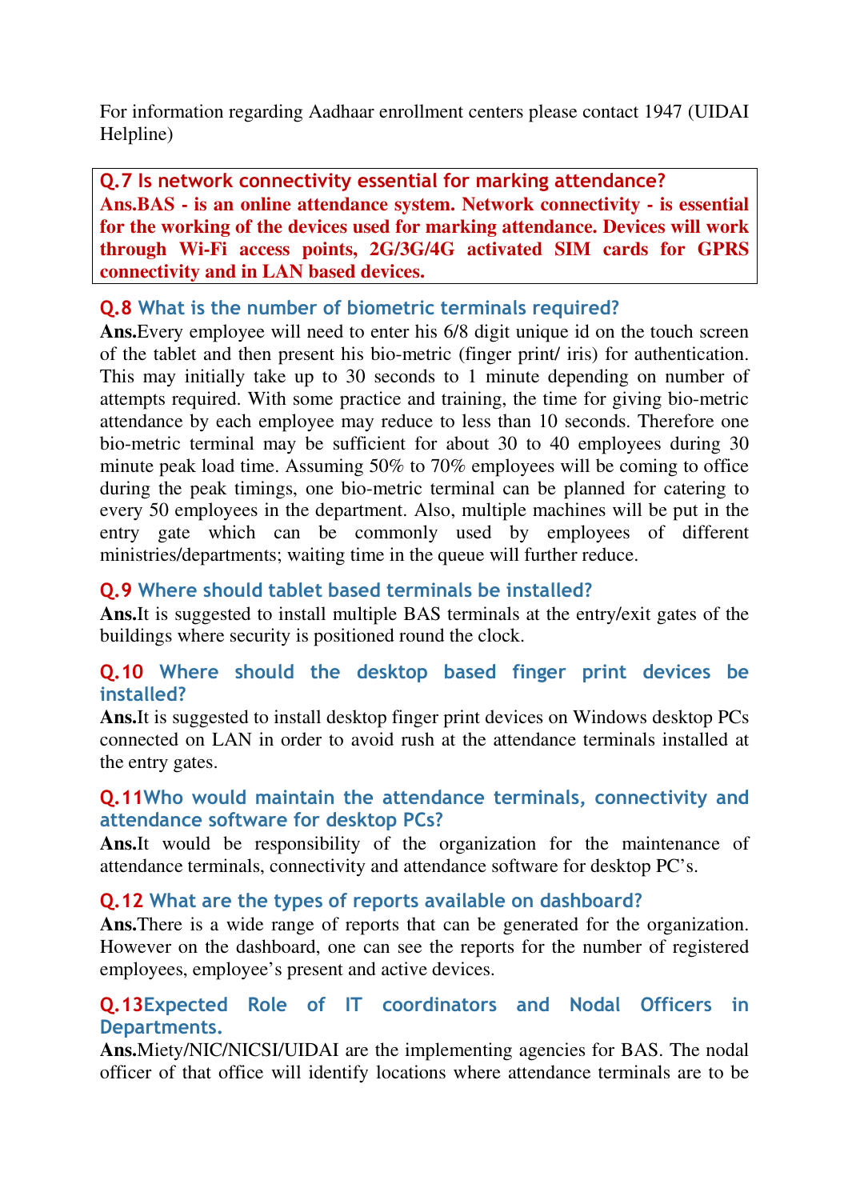For information regarding Aadhaar enrollment centers please contact 1947 (UIDAI Helpline)

### Q.7 Is network connectivity essential for marking attendance?

**Ans.BAS - is an online attendance system. Network connectivity - is essential for the working of the devices used for marking attendance. Devices will work through Wi-Fi access points, 2G/3G/4G activated SIM cards for GPRS connectivity and in LAN based devices.**

### Q.8 What is the number of biometric terminals required?

**Ans.**Every employee will need to enter his 6/8 digit unique id on the touch screen of the tablet and then present his bio-metric (finger print/ iris) for authentication. This may initially take up to 30 seconds to 1 minute depending on number of attempts required. With some practice and training, the time for giving bio-metric attendance by each employee may reduce to less than 10 seconds. Therefore one bio-metric terminal may be sufficient for about 30 to 40 employees during 30 minute peak load time. Assuming 50% to 70% employees will be coming to office during the peak timings, one bio-metric terminal can be planned for catering to every 50 employees in the department. Also, multiple machines will be put in the entry gate which can be commonly used by employees of different ministries/departments; waiting time in the queue will further reduce.

### Q.9 Where should tablet based terminals be installed?

**Ans.**It is suggested to install multiple BAS terminals at the entry/exit gates of the buildings where security is positioned round the clock.

### Q.10 Where should the desktop based finger print devices be installed?

**Ans.**It is suggested to install desktop finger print devices on Windows desktop PCs connected on LAN in order to avoid rush at the attendance terminals installed at the entry gates.

### Q.11Who would maintain the attendance terminals, connectivity and attendance software for desktop PCs?

**Ans.**It would be responsibility of the organization for the maintenance of attendance terminals, connectivity and attendance software for desktop PC's.

### Q.12 What are the types of reports available on dashboard?

**Ans.**There is a wide range of reports that can be generated for the organization. However on the dashboard, one can see the reports for the number of registered employees, employee's present and active devices.

### Q.13Expected Role of IT coordinators and Nodal Officers in Departments.

**Ans.**Miety/NIC/NICSI/UIDAI are the implementing agencies for BAS. The nodal officer of that office will identify locations where attendance terminals are to be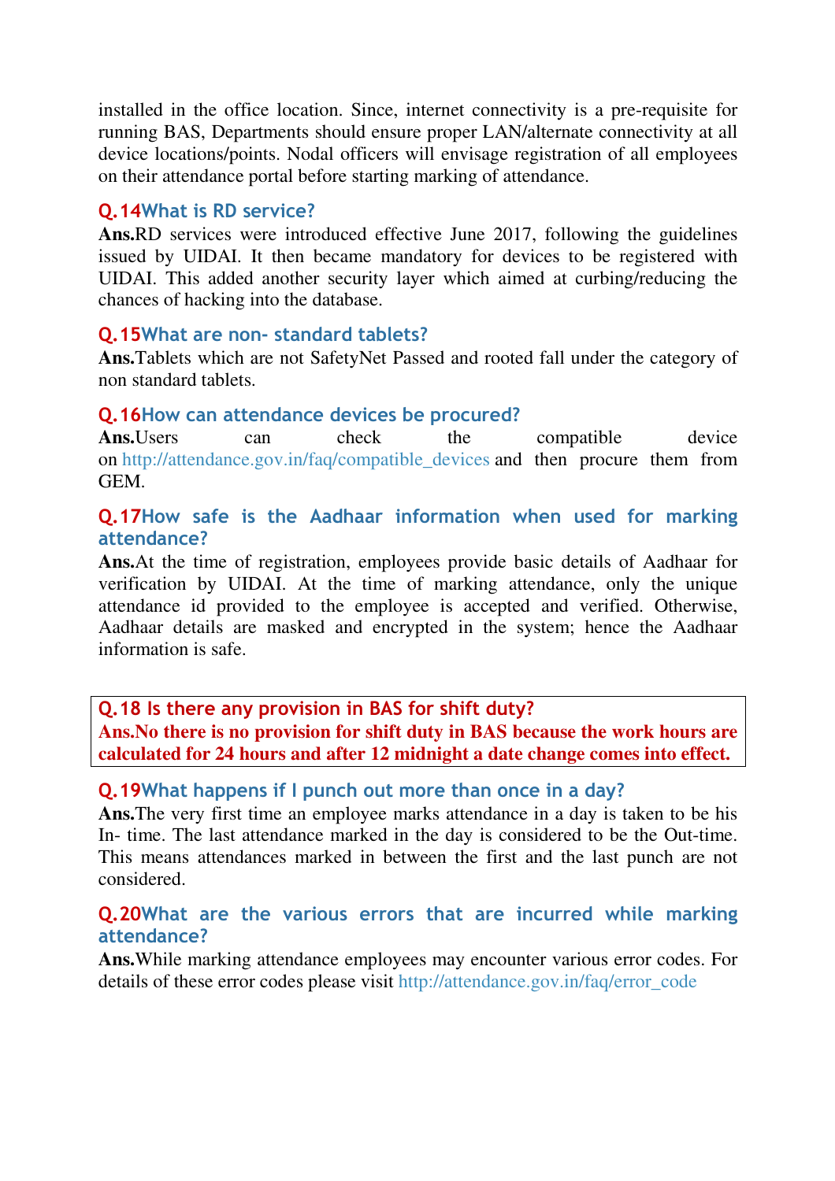installed in the office location. Since, internet connectivity is a pre-requisite for running BAS, Departments should ensure proper LAN/alternate connectivity at all device locations/points. Nodal officers will envisage registration of all employees on their attendance portal before starting marking of attendance.

### Q.14 What is RD service?

**Ans.** RD services were introduced effective June 2017, following the guidelines issued by UIDAI. It then became mandatory for devices to be registered with UIDAI. This added another security layer which aimed at curbing/reducing the chances of hacking into the database.

### Q.15 What are non- standard tablets?

**Ans.** Tablets which are not SafetyNet Passed and rooted fall under the category of non standard tablets.

### Q.16 How can attendance devices be procured?

**Ans.** Users can check the compatible device on http://attendance.gov.in/faq/compatible_devices and then procure them from GEM.

### Q.17 How safe is the Aadhaar information when used for marking attendance?

**Ans.** At the time of registration, employees provide basic details of Aadhaar for verification by UIDAI. At the time of marking attendance, only the unique attendance id provided to the employee is accepted and verified. Otherwise, Aadhaar details are masked and encrypted in the system; hence the Aadhaar information is safe.

### Q.18 Is there any provision in BAS for shift duty?

**Ans. No there is no provision for shift duty in BAS because the work hours are calculated for 24 hours and after 12 midnight a date change comes into effect.**

### Q.19 What happens if I punch out more than once in a day?

**Ans.** The very first time an employee marks attendance in a day is taken to be his In- time. The last attendance marked in the day is considered to be the Out-time. This means attendances marked in between the first and the last punch are not considered.

### Q.20 What are the various errors that are incurred while marking attendance?

**Ans.** While marking attendance employees may encounter various error codes. For details of these error codes please visit http://attendance.gov.in/faq/error_code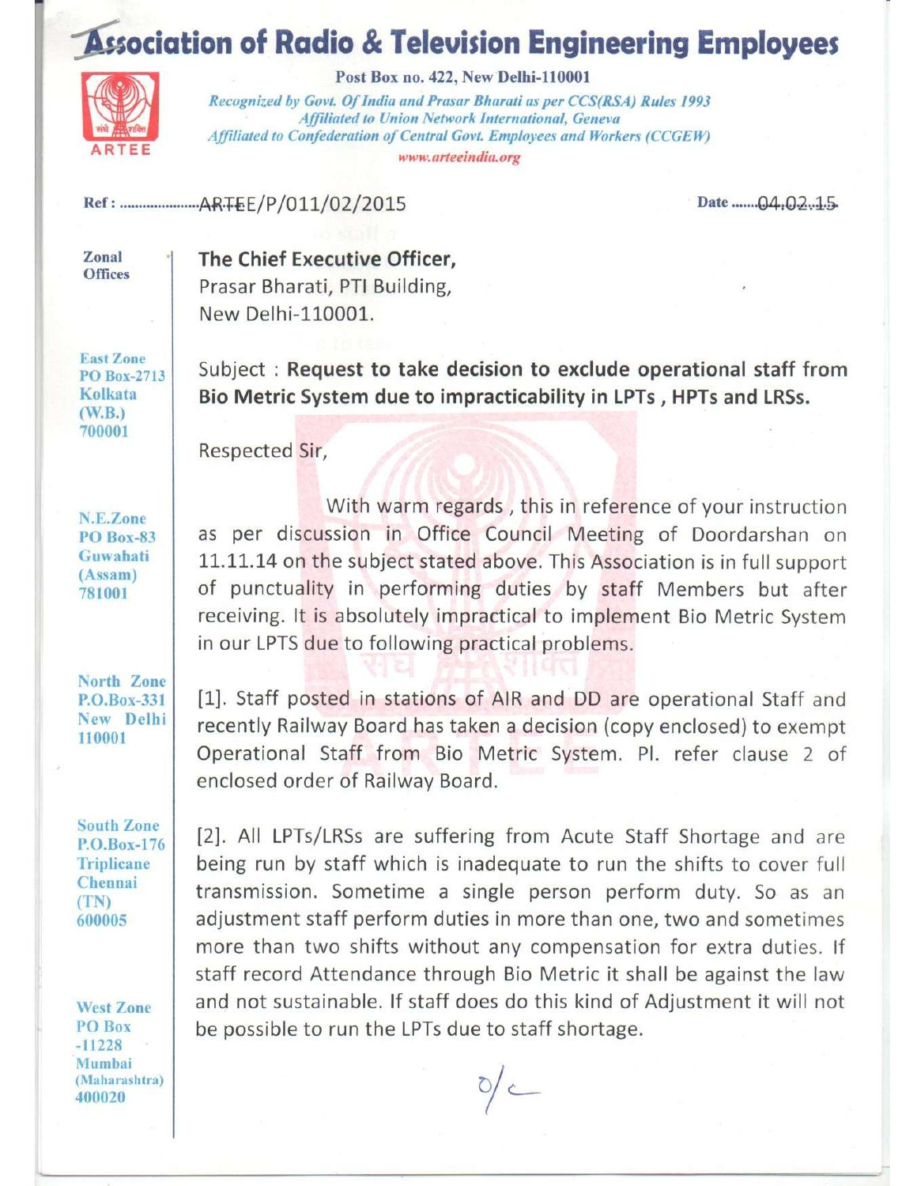# Association of Radio & Television Engineering Employees

**Post Box no. 422, New Delhi-110001**

*Recognized by Govt. Of India and Prasar Bharati as per CCS(RSA) Rules 1993*
*Affiliated to Union Network International, Geneva*
*Affiliated to Confederation of Central Govt. Employees and Workers (CCGEW)*
*www.arteeindia.org*

ARTEE

Ref : ARTEE/P/011/02/2015 Date 04.02.15

**Zonal Offices**

**East Zone** PO Box-2713 Kolkata (W.B.) 700001

**N.E.Zone** PO Box-83 Guwahati (Assam) 781001

**North Zone** P.O.Box-331 New Delhi 110001

**South Zone** P.O.Box-176 Triplicane Chennai (TN) 600005

**West Zone** PO Box -11228 Mumbai (Maharashtra) 400020

**The Chief Executive Officer,**
Prasar Bharati, PTI Building,
New Delhi-110001.

Subject : **Request to take decision to exclude operational staff from Bio Metric System due to impracticability in LPTs , HPTs and LRSs.**

Respected Sir,

With warm regards , this in reference of your instruction as per discussion in Office Council Meeting of Doordarshan on 11.11.14 on the subject stated above. This Association is in full support of punctuality in performing duties by staff Members but after receiving. It is absolutely impractical to implement Bio Metric System in our LPTS due to following practical problems.

[1]. Staff posted in stations of AIR and DD are operational Staff and recently Railway Board has taken a decision (copy enclosed) to exempt Operational Staff from Bio Metric System. Pl. refer clause 2 of enclosed order of Railway Board.

[2]. All LPTs/LRSs are suffering from Acute Staff Shortage and are being run by staff which is inadequate to run the shifts to cover full transmission. Sometime a single person perform duty. So as an adjustment staff perform duties in more than one, two and sometimes more than two shifts without any compensation for extra duties. If staff record Attendance through Bio Metric it shall be against the law and not sustainable. If staff does do this kind of Adjustment it will not be possible to run the LPTs due to staff shortage.

o/c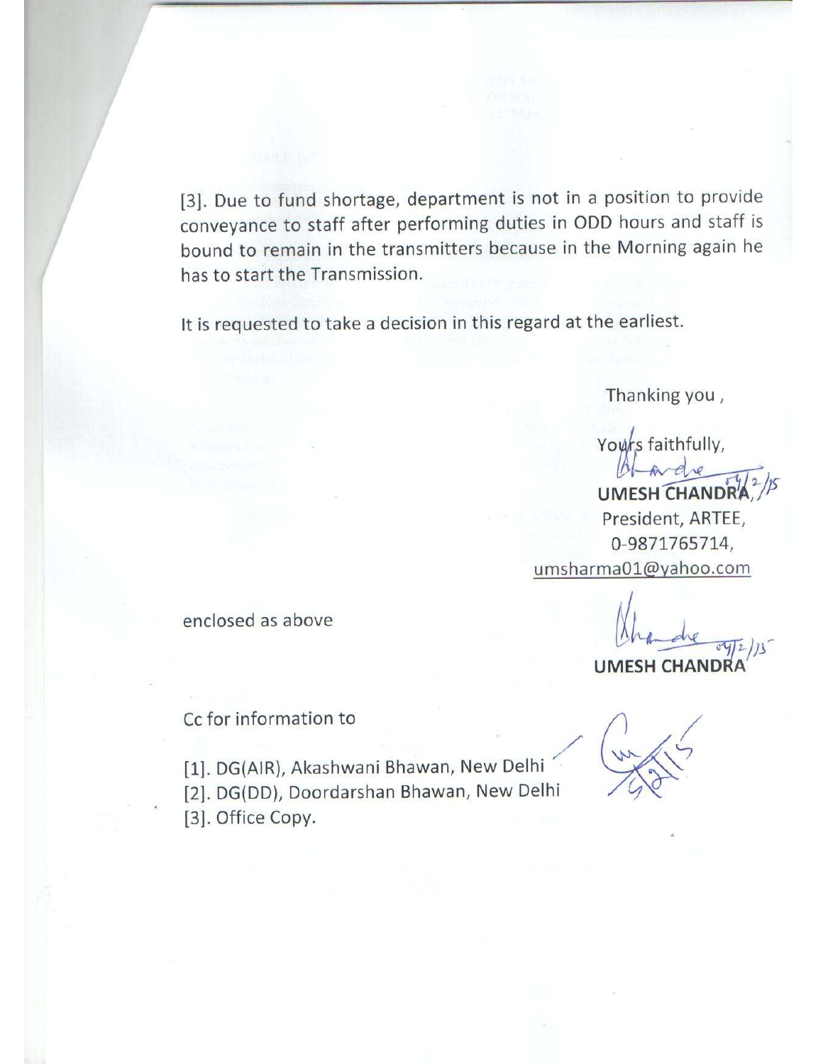[3]. Due to fund shortage, department is not in a position to provide conveyance to staff after performing duties in ODD hours and staff is bound to remain in the transmitters because in the Morning again he has to start the Transmission.

It is requested to take a decision in this regard at the earliest.

Thanking you ,

Yours faithfully,

04/2/15

**UMESH CHANDRA**,
President, ARTEE,
0-9871765714,
umsharma01@yahoo.com

enclosed as above

04/2/15

**UMESH CHANDRA**

Cc for information to

[1]. DG(AIR), Akashwani Bhawan, New Delhi
[2]. DG(DD), Doordarshan Bhawan, New Delhi
[3]. Office Copy.

5/2/15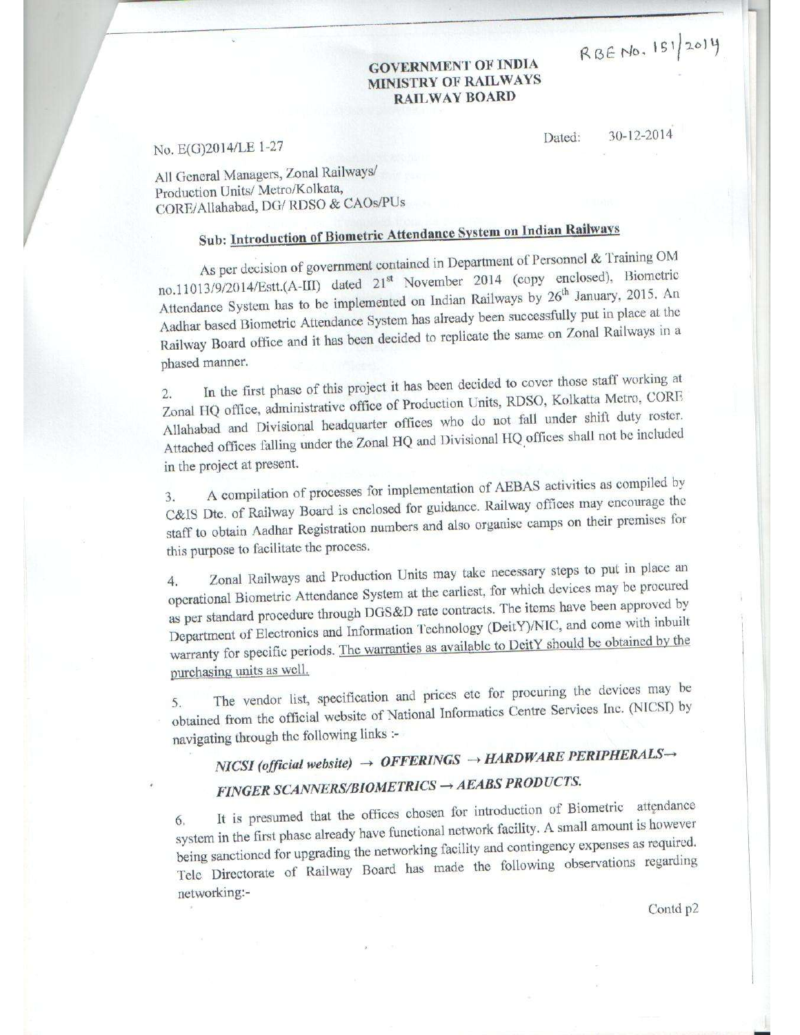RBE No. 151/2014

**GOVERNMENT OF INDIA**
**MINISTRY OF RAILWAYS**
**RAILWAY BOARD**

No. E(G)2014/LE 1-27

Dated: 30-12-2014

All General Managers, Zonal Railways/
Production Units/ Metro/Kolkata,
CORE/Allahabad, DG/ RDSO & CAOs/PUs

**Sub: Introduction of Biometric Attendance System on Indian Railways**

As per decision of government contained in Department of Personnel & Training OM no.11013/9/2014/Estt.(A-III) dated 21st November 2014 (copy enclosed), Biometric Attendance System has to be implemented on Indian Railways by 26th January, 2015. An Aadhar based Biometric Attendance System has already been successfully put in place at the Railway Board office and it has been decided to replicate the same on Zonal Railways in a phased manner.

2. In the first phase of this project it has been decided to cover those staff working at Zonal HQ office, administrative office of Production Units, RDSO, Kolkatta Metro, CORE Allahabad and Divisional headquarter offices who do not fall under shift duty roster. Attached offices falling under the Zonal HQ and Divisional HQ offices shall not be included in the project at present.

3. A compilation of processes for implementation of AEBAS activities as compiled by C&IS Dte. of Railway Board is enclosed for guidance. Railway offices may encourage the staff to obtain Aadhar Registration numbers and also organise camps on their premises for this purpose to facilitate the process.

4. Zonal Railways and Production Units may take necessary steps to put in place an operational Biometric Attendance System at the earliest, for which devices may be procured as per standard procedure through DGS&D rate contracts. The items have been approved by Department of Electronics and Information Technology (DeitY)/NIC, and come with inbuilt warranty for specific periods. The warranties as available to DeitY should be obtained by the purchasing units as well.

5. The vendor list, specification and prices etc for procuring the devices may be obtained from the official website of National Informatics Centre Services Inc. (NICSI) by navigating through the following links :-

***NICSI (official website) → OFFERINGS → HARDWARE PERIPHERALS→ FINGER SCANNERS/BIOMETRICS → AEABS PRODUCTS.***

6. It is presumed that the offices chosen for introduction of Biometric attendance system in the first phase already have functional network facility. A small amount is however being sanctioned for upgrading the networking facility and contingency expenses as required. Tele Directorate of Railway Board has made the following observations regarding networking:-

Contd p2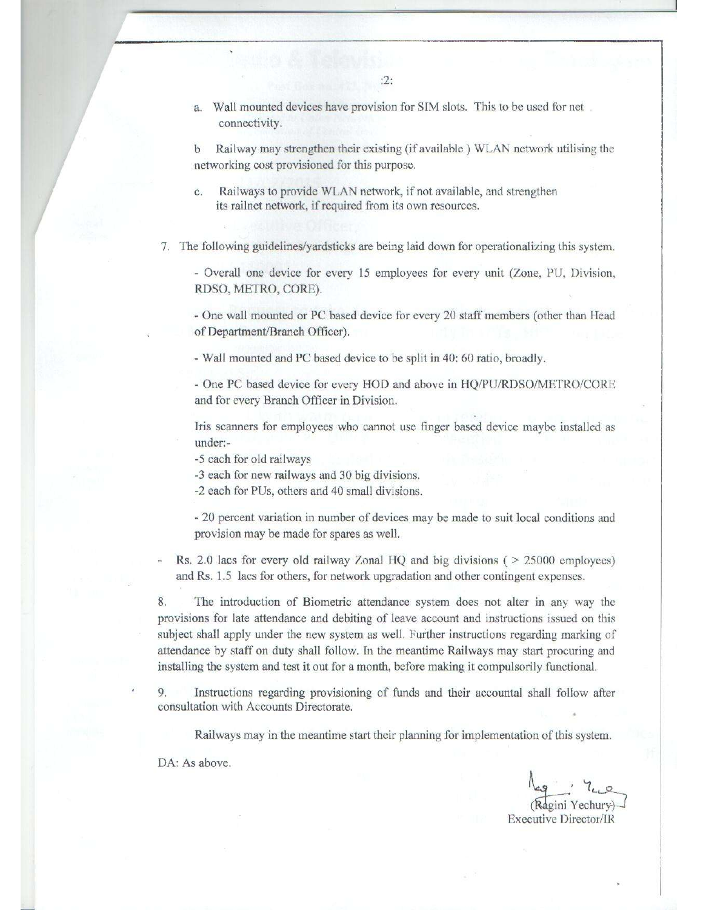a. Wall mounted devices have provision for SIM slots. This to be used for net connectivity.

b Railway may strengthen their existing (if available ) WLAN network utilising the networking cost provisioned for this purpose.

c. Railways to provide WLAN network, if not available, and strengthen its railnet network, if required from its own resources.

7. The following guidelines/yardsticks are being laid down for operationalizing this system.

   - Overall one device for every 15 employees for every unit (Zone, PU, Division, RDSO, METRO, CORE).

   - One wall mounted or PC based device for every 20 staff members (other than Head of Department/Branch Officer).

   - Wall mounted and PC based device to be split in 40: 60 ratio, broadly.

   - One PC based device for every HOD and above in HQ/PU/RDSO/METRO/CORE and for every Branch Officer in Division.

   Iris scanners for employees who cannot use finger based device maybe installed as under:-
   -5 each for old railways
   -3 each for new railways and 30 big divisions.
   -2 each for PUs, others and 40 small divisions.

   - 20 percent variation in number of devices may be made to suit local conditions and provision may be made for spares as well.

- Rs. 2.0 lacs for every old railway Zonal HQ and big divisions ( > 25000 employees) and Rs. 1.5 lacs for others, for network upgradation and other contingent expenses.

8. The introduction of Biometric attendance system does not alter in any way the provisions for late attendance and debiting of leave account and instructions issued on this subject shall apply under the new system as well. Further instructions regarding marking of attendance by staff on duty shall follow. In the meantime Railways may start procuring and installing the system and test it out for a month, before making it compulsorily functional.

9. Instructions regarding provisioning of funds and their accountal shall follow after consultation with Accounts Directorate.

Railways may in the meantime start their planning for implementation of this system.

DA: As above.

(Ragini Yechury)
Executive Director/IR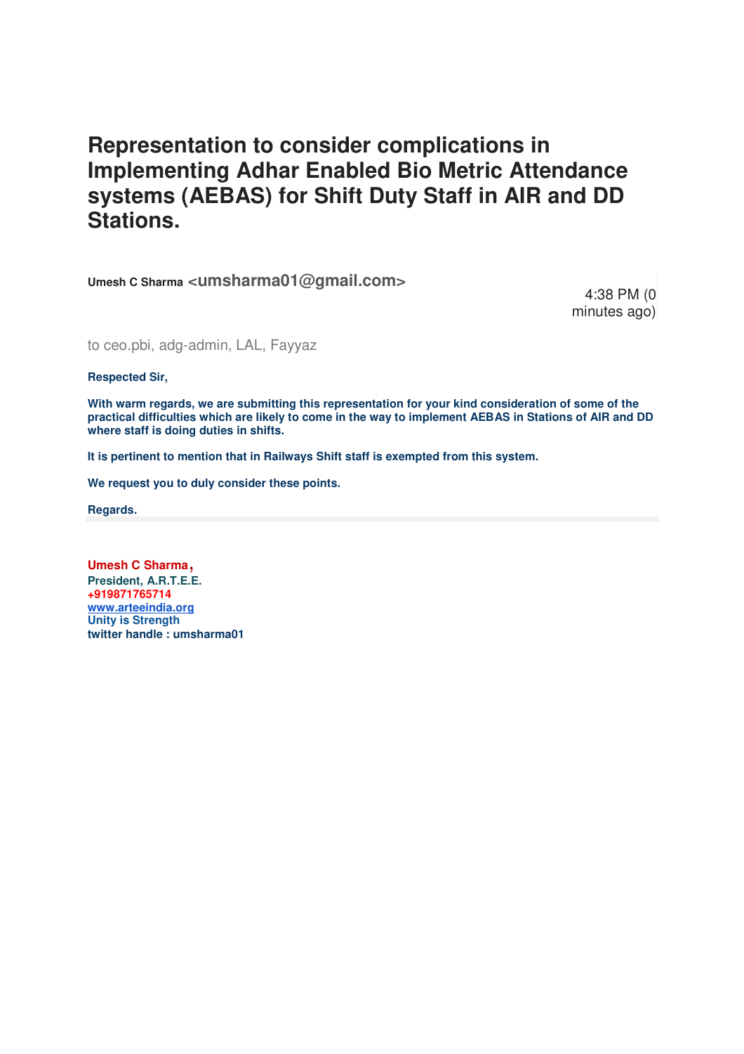# Representation to consider complications in Implementing Adhar Enabled Bio Metric Attendance systems (AEBAS) for Shift Duty Staff in AIR and DD Stations.

**Umesh C Sharma** <umsharma01@gmail.com>

4:38 PM (0 minutes ago)

to ceo.pbi, adg-admin, LAL, Fayyaz

**Respected Sir,**

**With warm regards, we are submitting this representation for your kind consideration of some of the practical difficulties which are likely to come in the way to implement AEBAS in Stations of AIR and DD where staff is doing duties in shifts.**

**It is pertinent to mention that in Railways Shift staff is exempted from this system.**

**We request you to duly consider these points.**

**Regards.**

**Umesh C Sharma,**
**President, A.R.T.E.E.**
**+919871765714**
**www.arteeindia.org**
**Unity is Strength**
**twitter handle : umsharma01**